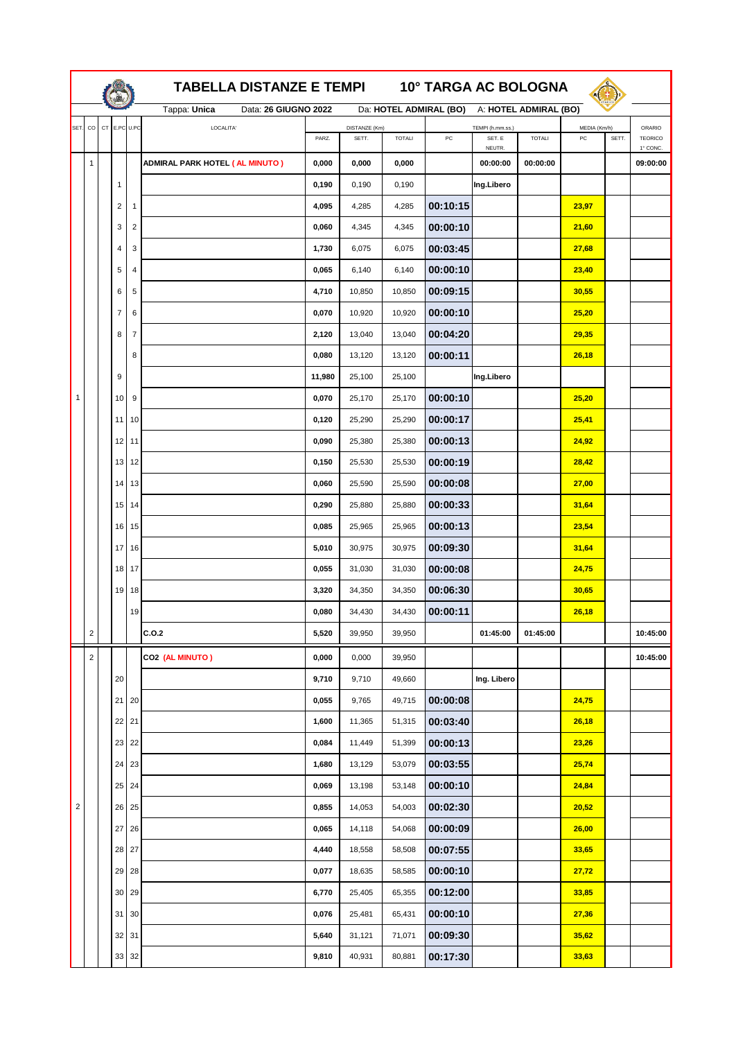# TABELLA DISTANZE E TEMPI 10° TARGA AC BOLOGNA

Tappa: **Unica** Data: **26 GIUGNO 2022** Da: **HOTEL ADMIRAL (BO)** A: **HOTEL ADMIRAL (BO)**

| SET. | CO | CT | E.PC | U.PC | LOCALITA' | DISTANZE (Km) PARZ. | SETT. | TOTALI | TEMPI (h.mm.ss.) PC | SET. E NEUTR. | TOTALI | MEDIA (Km/h) PC | SETT. | ORARIO TEORICO 1° CONC. |
|---|---|---|---|---|---|---|---|---|---|---|---|---|---|---|
| | 1 | | | | **ADMIRAL PARK HOTEL ( AL MINUTO )** | **0,000** | **0,000** | **0,000** | | **00:00:00** | **00:00:00** | | | **09:00:00** |
| | | | 1 | | | **0,190** | 0,190 | 0,190 | | **Ing.Libero** | | | | |
| | | | 2 | 1 | | **4,095** | 4,285 | 4,285 | **00:10:15** | | | **23,97** | | |
| | | | 3 | 2 | | **0,060** | 4,345 | 4,345 | **00:00:10** | | | **21,60** | | |
| | | | 4 | 3 | | **1,730** | 6,075 | 6,075 | **00:03:45** | | | **27,68** | | |
| | | | 5 | 4 | | **0,065** | 6,140 | 6,140 | **00:00:10** | | | **23,40** | | |
| | | | 6 | 5 | | **4,710** | 10,850 | 10,850 | **00:09:15** | | | **30,55** | | |
| | | | 7 | 6 | | **0,070** | 10,920 | 10,920 | **00:00:10** | | | **25,20** | | |
| | | | 8 | 7 | | **2,120** | 13,040 | 13,040 | **00:04:20** | | | **29,35** | | |
| | | | | 8 | | **0,080** | 13,120 | 13,120 | **00:00:11** | | | **26,18** | | |
| | | | 9 | | | **11,980** | 25,100 | 25,100 | | **Ing.Libero** | | | | |
| 1 | | | 10 | 9 | | **0,070** | 25,170 | 25,170 | **00:00:10** | | | **25,20** | | |
| | | | 11 | 10 | | **0,120** | 25,290 | 25,290 | **00:00:17** | | | **25,41** | | |
| | | | 12 | 11 | | **0,090** | 25,380 | 25,380 | **00:00:13** | | | **24,92** | | |
| | | | 13 | 12 | | **0,150** | 25,530 | 25,530 | **00:00:19** | | | **28,42** | | |
| | | | 14 | 13 | | **0,060** | 25,590 | 25,590 | **00:00:08** | | | **27,00** | | |
| | | | 15 | 14 | | **0,290** | 25,880 | 25,880 | **00:00:33** | | | **31,64** | | |
| | | | 16 | 15 | | **0,085** | 25,965 | 25,965 | **00:00:13** | | | **23,54** | | |
| | | | 17 | 16 | | **5,010** | 30,975 | 30,975 | **00:09:30** | | | **31,64** | | |
| | | | 18 | 17 | | **0,055** | 31,030 | 31,030 | **00:00:08** | | | **24,75** | | |
| | | | 19 | 18 | | **3,320** | 34,350 | 34,350 | **00:06:30** | | | **30,65** | | |
| | | | | 19 | | **0,080** | 34,430 | 34,430 | **00:00:11** | | | **26,18** | | |
| | 2 | | | | **C.O.2** | **5,520** | 39,950 | 39,950 | | **01:45:00** | **01:45:00** | | | **10:45:00** |
| | 2 | | | | **CO2 (AL MINUTO )** | **0,000** | 0,000 | 39,950 | | | | | | **10:45:00** |
| | | | 20 | | | **9,710** | 9,710 | 49,660 | | **Ing. Libero** | | | | |
| | | | 21 | 20 | | **0,055** | 9,765 | 49,715 | **00:00:08** | | | **24,75** | | |
| | | | 22 | 21 | | **1,600** | 11,365 | 51,315 | **00:03:40** | | | **26,18** | | |
| | | | 23 | 22 | | **0,084** | 11,449 | 51,399 | **00:00:13** | | | **23,26** | | |
| | | | 24 | 23 | | **1,680** | 13,129 | 53,079 | **00:03:55** | | | **25,74** | | |
| | | | 25 | 24 | | **0,069** | 13,198 | 53,148 | **00:00:10** | | | **24,84** | | |
| 2 | | | 26 | 25 | | **0,855** | 14,053 | 54,003 | **00:02:30** | | | **20,52** | | |
| | | | 27 | 26 | | **0,065** | 14,118 | 54,068 | **00:00:09** | | | **26,00** | | |
| | | | 28 | 27 | | **4,440** | 18,558 | 58,508 | **00:07:55** | | | **33,65** | | |
| | | | 29 | 28 | | **0,077** | 18,635 | 58,585 | **00:00:10** | | | **27,72** | | |
| | | | 30 | 29 | | **6,770** | 25,405 | 65,355 | **00:12:00** | | | **33,85** | | |
| | | | 31 | 30 | | **0,076** | 25,481 | 65,431 | **00:00:10** | | | **27,36** | | |
| | | | 32 | 31 | | **5,640** | 31,121 | 71,071 | **00:09:30** | | | **35,62** | | |
| | | | 33 | 32 | | **9,810** | 40,931 | 80,881 | **00:17:30** | | | **33,63** | | |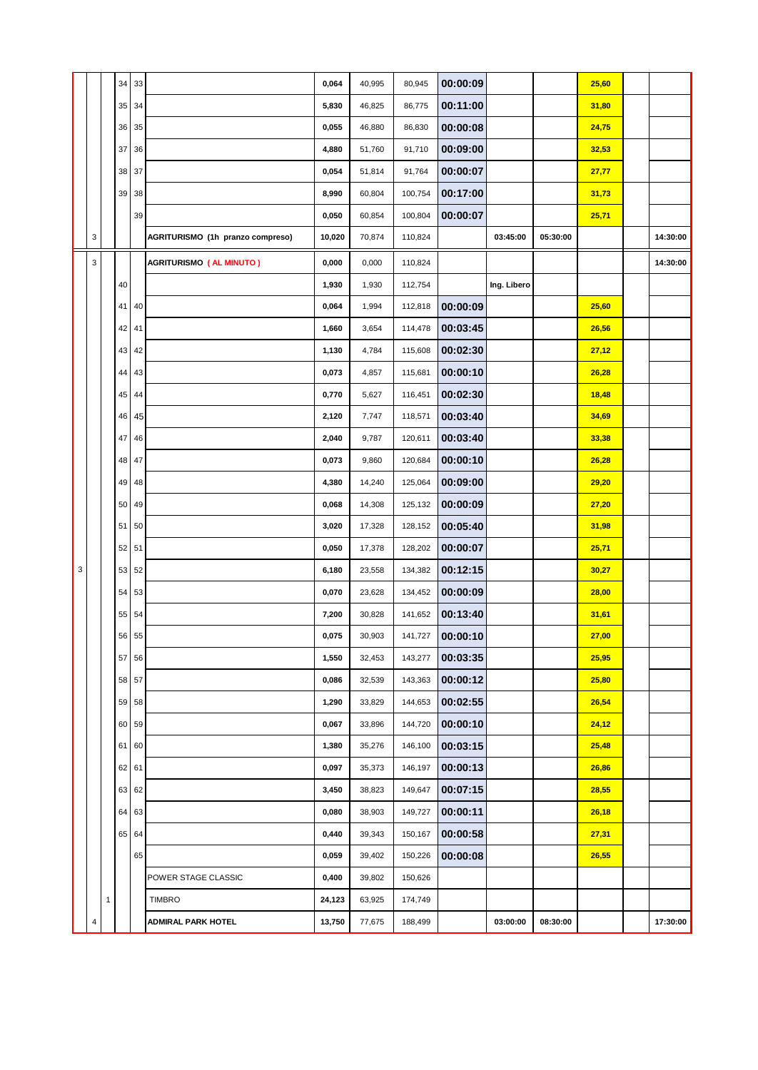| | | | | | | | | | | | | | | |
|---|---|---|---|---|---|---|---|---|---|---|---|---|---|---|
| | | | 34 | 33 | | **0,064** | 40,995 | 80,945 | **00:00:09** | | | **25,60** | | |
| | | | 35 | 34 | | **5,830** | 46,825 | 86,775 | **00:11:00** | | | **31,80** | | |
| | | | 36 | 35 | | **0,055** | 46,880 | 86,830 | **00:00:08** | | | **24,75** | | |
| | | | 37 | 36 | | **4,880** | 51,760 | 91,710 | **00:09:00** | | | **32,53** | | |
| | | | 38 | 37 | | **0,054** | 51,814 | 91,764 | **00:00:07** | | | **27,77** | | |
| | | | 39 | 38 | | **8,990** | 60,804 | 100,754 | **00:17:00** | | | **31,73** | | |
| | | | | 39 | | **0,050** | 60,854 | 100,804 | **00:00:07** | | | **25,71** | | |
| | 3 | | | | **AGRITURISMO (1h pranzo compreso)** | **10,020** | 70,874 | 110,824 | | **03:45:00** | **05:30:00** | | | **14:30:00** |
| | 3 | | | | **AGRITURISMO ( AL MINUTO )** | **0,000** | 0,000 | 110,824 | | | | | | **14:30:00** |
| | | | 40 | | | **1,930** | 1,930 | 112,754 | | **Ing. Libero** | | | | |
| | | | 41 | 40 | | **0,064** | 1,994 | 112,818 | **00:00:09** | | | **25,60** | | |
| | | | 42 | 41 | | **1,660** | 3,654 | 114,478 | **00:03:45** | | | **26,56** | | |
| | | | 43 | 42 | | **1,130** | 4,784 | 115,608 | **00:02:30** | | | **27,12** | | |
| | | | 44 | 43 | | **0,073** | 4,857 | 115,681 | **00:00:10** | | | **26,28** | | |
| | | | 45 | 44 | | **0,770** | 5,627 | 116,451 | **00:02:30** | | | **18,48** | | |
| | | | 46 | 45 | | **2,120** | 7,747 | 118,571 | **00:03:40** | | | **34,69** | | |
| | | | 47 | 46 | | **2,040** | 9,787 | 120,611 | **00:03:40** | | | **33,38** | | |
| | | | 48 | 47 | | **0,073** | 9,860 | 120,684 | **00:00:10** | | | **26,28** | | |
| | | | 49 | 48 | | **4,380** | 14,240 | 125,064 | **00:09:00** | | | **29,20** | | |
| | | | 50 | 49 | | **0,068** | 14,308 | 125,132 | **00:00:09** | | | **27,20** | | |
| | | | 51 | 50 | | **3,020** | 17,328 | 128,152 | **00:05:40** | | | **31,98** | | |
| | | | 52 | 51 | | **0,050** | 17,378 | 128,202 | **00:00:07** | | | **25,71** | | |
| 3 | | | 53 | 52 | | **6,180** | 23,558 | 134,382 | **00:12:15** | | | **30,27** | | |
| | | | 54 | 53 | | **0,070** | 23,628 | 134,452 | **00:00:09** | | | **28,00** | | |
| | | | 55 | 54 | | **7,200** | 30,828 | 141,652 | **00:13:40** | | | **31,61** | | |
| | | | 56 | 55 | | **0,075** | 30,903 | 141,727 | **00:00:10** | | | **27,00** | | |
| | | | 57 | 56 | | **1,550** | 32,453 | 143,277 | **00:03:35** | | | **25,95** | | |
| | | | 58 | 57 | | **0,086** | 32,539 | 143,363 | **00:00:12** | | | **25,80** | | |
| | | | 59 | 58 | | **1,290** | 33,829 | 144,653 | **00:02:55** | | | **26,54** | | |
| | | | 60 | 59 | | **0,067** | 33,896 | 144,720 | **00:00:10** | | | **24,12** | | |
| | | | 61 | 60 | | **1,380** | 35,276 | 146,100 | **00:03:15** | | | **25,48** | | |
| | | | 62 | 61 | | **0,097** | 35,373 | 146,197 | **00:00:13** | | | **26,86** | | |
| | | | 63 | 62 | | **3,450** | 38,823 | 149,647 | **00:07:15** | | | **28,55** | | |
| | | | 64 | 63 | | **0,080** | 38,903 | 149,727 | **00:00:11** | | | **26,18** | | |
| | | | 65 | 64 | | **0,440** | 39,343 | 150,167 | **00:00:58** | | | **27,31** | | |
| | | | | 65 | | **0,059** | 39,402 | 150,226 | **00:00:08** | | | **26,55** | | |
| | | | | | POWER STAGE CLASSIC | **0,400** | 39,802 | 150,626 | | | | | | |
| | | 1 | | | TIMBRO | **24,123** | 63,925 | 174,749 | | | | | | |
| | 4 | | | | **ADMIRAL PARK HOTEL** | **13,750** | 77,675 | 188,499 | | **03:00:00** | **08:30:00** | | | **17:30:00** |